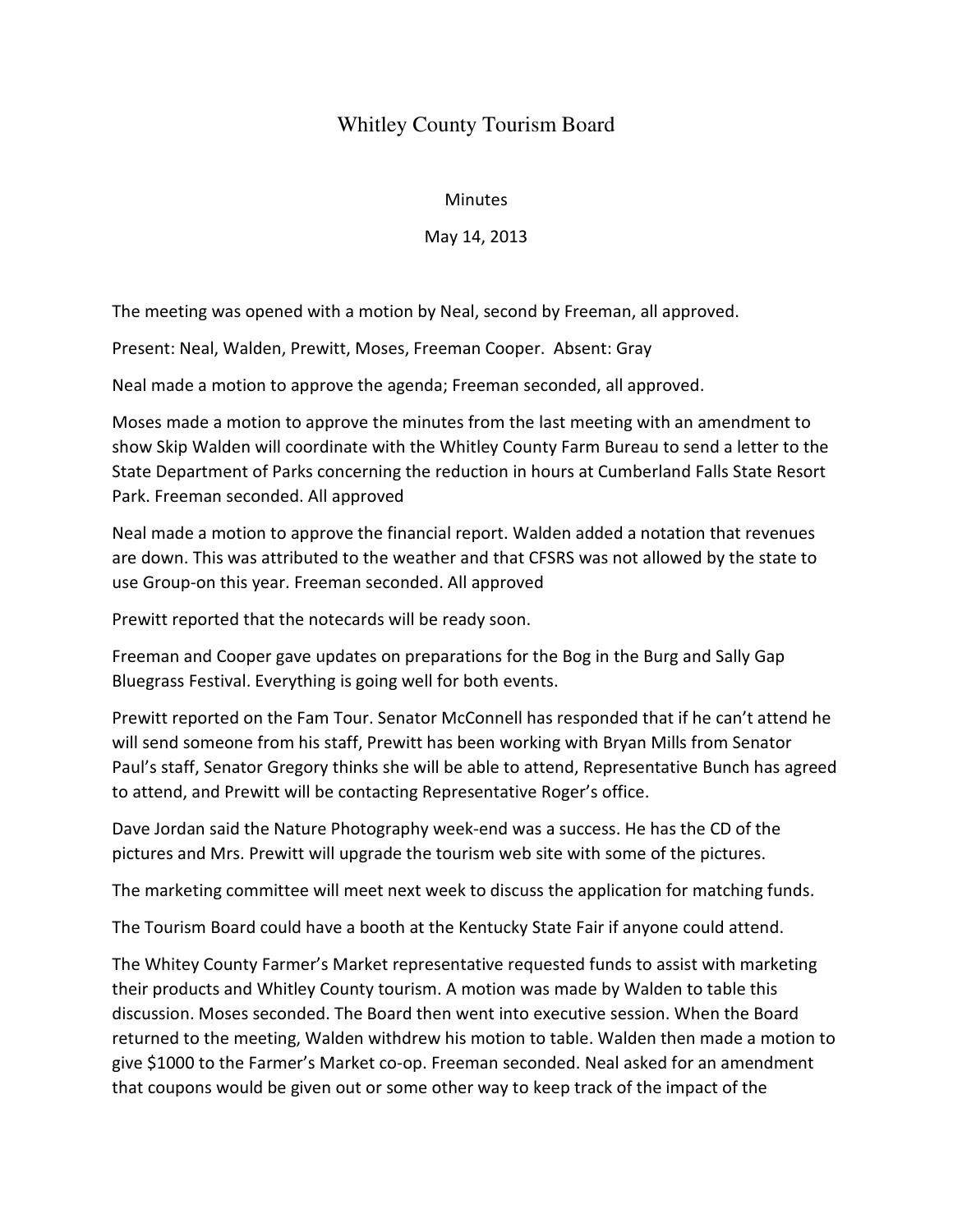# Whitley County Tourism Board

Minutes

May 14, 2013

The meeting was opened with a motion by Neal, second by Freeman, all approved.

Present: Neal, Walden, Prewitt, Moses, Freeman Cooper. Absent: Gray

Neal made a motion to approve the agenda; Freeman seconded, all approved.

Moses made a motion to approve the minutes from the last meeting with an amendment to show Skip Walden will coordinate with the Whitley County Farm Bureau to send a letter to the State Department of Parks concerning the reduction in hours at Cumberland Falls State Resort Park. Freeman seconded. All approved

Neal made a motion to approve the financial report. Walden added a notation that revenues are down. This was attributed to the weather and that CFSRS was not allowed by the state to use Group-on this year. Freeman seconded. All approved

Prewitt reported that the notecards will be ready soon.

Freeman and Cooper gave updates on preparations for the Bog in the Burg and Sally Gap Bluegrass Festival. Everything is going well for both events.

Prewitt reported on the Fam Tour. Senator McConnell has responded that if he can't attend he will send someone from his staff, Prewitt has been working with Bryan Mills from Senator Paul's staff, Senator Gregory thinks she will be able to attend, Representative Bunch has agreed to attend, and Prewitt will be contacting Representative Roger's office.

Dave Jordan said the Nature Photography week-end was a success. He has the CD of the pictures and Mrs. Prewitt will upgrade the tourism web site with some of the pictures.

The marketing committee will meet next week to discuss the application for matching funds.

The Tourism Board could have a booth at the Kentucky State Fair if anyone could attend.

The Whitey County Farmer's Market representative requested funds to assist with marketing their products and Whitley County tourism. A motion was made by Walden to table this discussion. Moses seconded. The Board then went into executive session. When the Board returned to the meeting, Walden withdrew his motion to table. Walden then made a motion to give $1000 to the Farmer's Market co-op. Freeman seconded. Neal asked for an amendment that coupons would be given out or some other way to keep track of the impact of the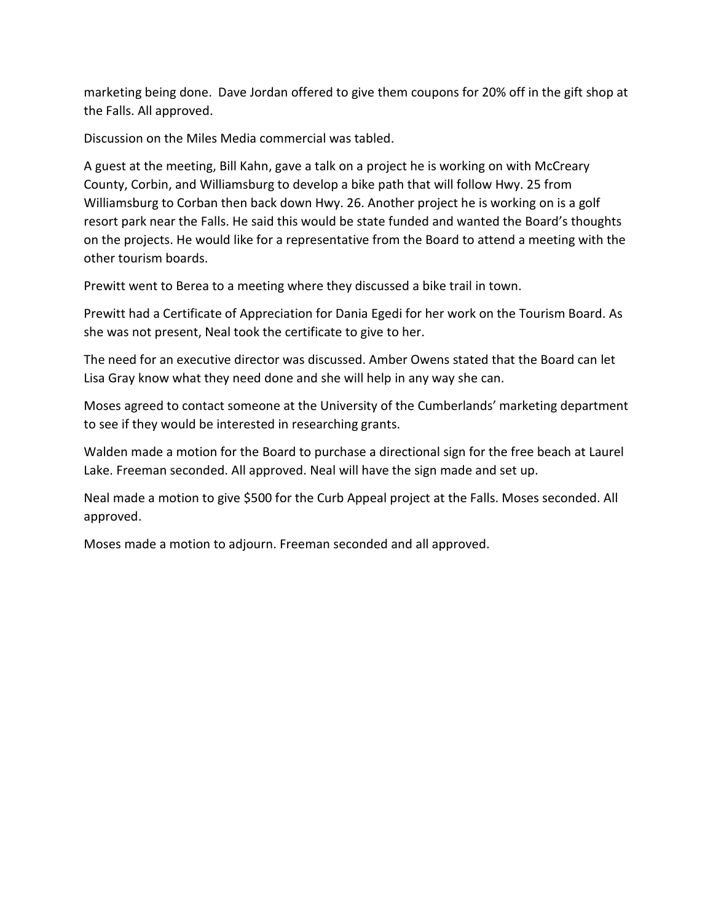marketing being done. Dave Jordan offered to give them coupons for 20% off in the gift shop at the Falls. All approved.

Discussion on the Miles Media commercial was tabled.

A guest at the meeting, Bill Kahn, gave a talk on a project he is working on with McCreary County, Corbin, and Williamsburg to develop a bike path that will follow Hwy. 25 from Williamsburg to Corban then back down Hwy. 26. Another project he is working on is a golf resort park near the Falls. He said this would be state funded and wanted the Board's thoughts on the projects. He would like for a representative from the Board to attend a meeting with the other tourism boards.

Prewitt went to Berea to a meeting where they discussed a bike trail in town.

Prewitt had a Certificate of Appreciation for Dania Egedi for her work on the Tourism Board. As she was not present, Neal took the certificate to give to her.

The need for an executive director was discussed. Amber Owens stated that the Board can let Lisa Gray know what they need done and she will help in any way she can.

Moses agreed to contact someone at the University of the Cumberlands' marketing department to see if they would be interested in researching grants.

Walden made a motion for the Board to purchase a directional sign for the free beach at Laurel Lake. Freeman seconded. All approved. Neal will have the sign made and set up.

Neal made a motion to give $500 for the Curb Appeal project at the Falls. Moses seconded. All approved.

Moses made a motion to adjourn. Freeman seconded and all approved.